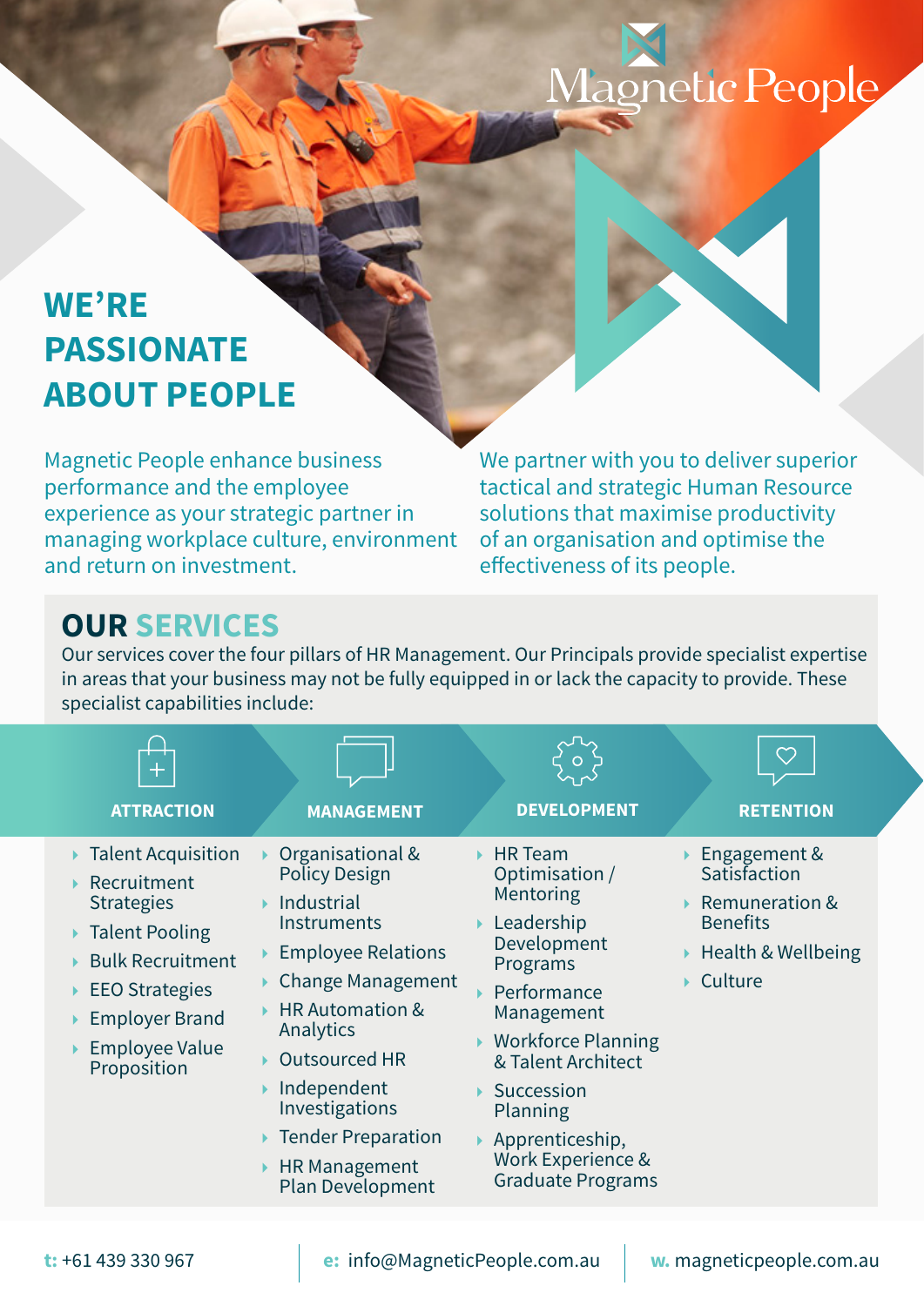Magnetic People

# WE'RE PASSIONATE ABOUT PEOPLE

Magnetic People enhance business performance and the employee experience as your strategic partner in managing workplace culture, environment and return on investment.

We partner with you to deliver superior tactical and strategic Human Resource solutions that maximise productivity of an organisation and optimise the effectiveness of its people.

## OUR SERVICES

Our services cover the four pillars of HR Management. Our Principals provide specialist expertise in areas that your business may not be fully equipped in or lack the capacity to provide. These specialist capabilities include:

### ATTRACTION

- Talent Acquisition
- Recruitment Strategies
- Talent Pooling
- Bulk Recruitment
- EEO Strategies
- Employer Brand
- Employee Value Proposition

### MANAGEMENT

- Organisational & Policy Design
- Industrial Instruments
- Employee Relations
- Change Management
- HR Automation & Analytics
- Outsourced HR
- Independent Investigations
- Tender Preparation
- HR Management Plan Development

### DEVELOPMENT

- HR Team Optimisation / Mentoring
- Leadership Development Programs
- Performance Management
- Workforce Planning & Talent Architect
- Succession Planning
- Apprenticeship, Work Experience & Graduate Programs

### RETENTION

- Engagement & Satisfaction
- Remuneration & Benefits
- Health & Wellbeing
- Culture

**t:** +61 439 330 967 | **e:** info@MagneticPeople.com.au | **w.** magneticpeople.com.au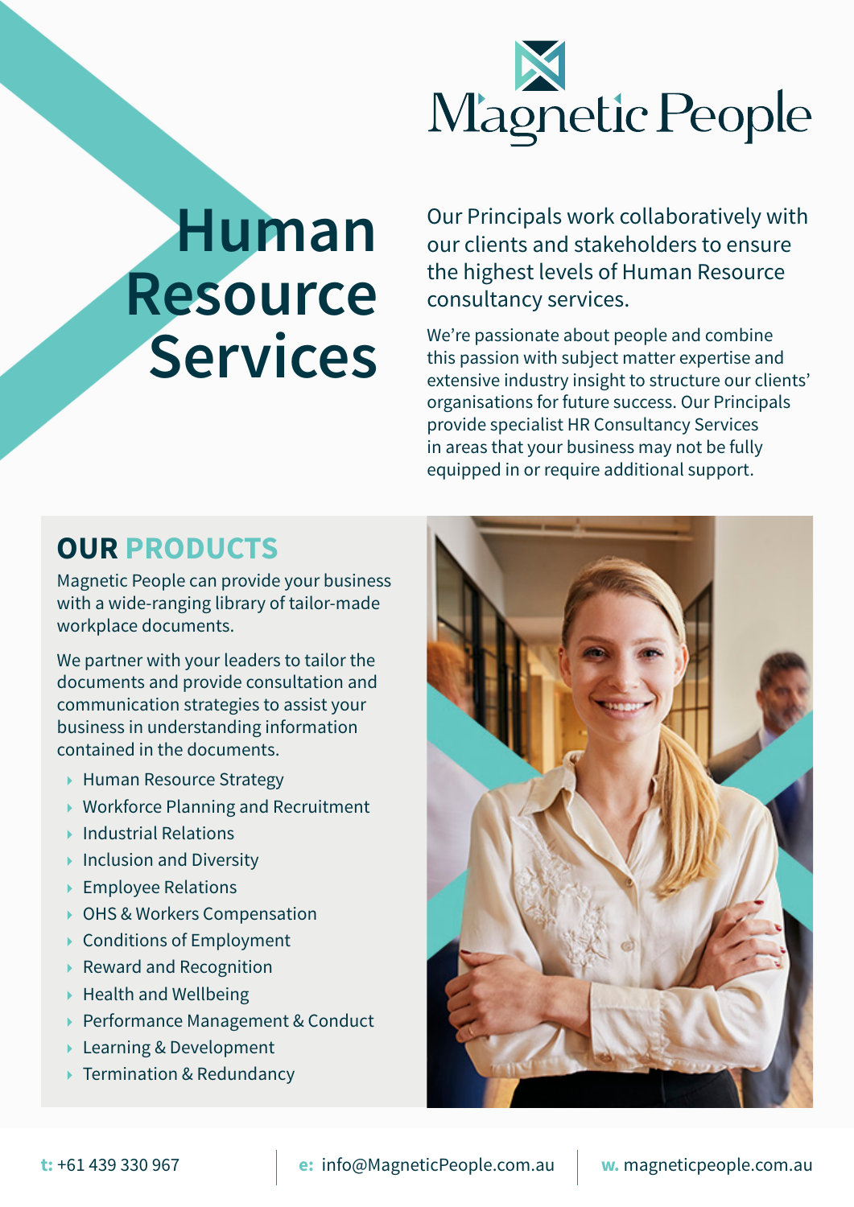# Magnetic People

# Human Resource Services

Our Principals work collaboratively with our clients and stakeholders to ensure the highest levels of Human Resource consultancy services.

We're passionate about people and combine this passion with subject matter expertise and extensive industry insight to structure our clients' organisations for future success. Our Principals provide specialist HR Consultancy Services in areas that your business may not be fully equipped in or require additional support.

## OUR PRODUCTS

Magnetic People can provide your business with a wide-ranging library of tailor-made workplace documents.

We partner with your leaders to tailor the documents and provide consultation and communication strategies to assist your business in understanding information contained in the documents.

- Human Resource Strategy
- Workforce Planning and Recruitment
- Industrial Relations
- Inclusion and Diversity
- Employee Relations
- OHS & Workers Compensation
- Conditions of Employment
- Reward and Recognition
- Health and Wellbeing
- Performance Management & Conduct
- Learning & Development
- Termination & Redundancy

**t:** +61 439 330 967 | **e:** info@MagneticPeople.com.au | **w.** magneticpeople.com.au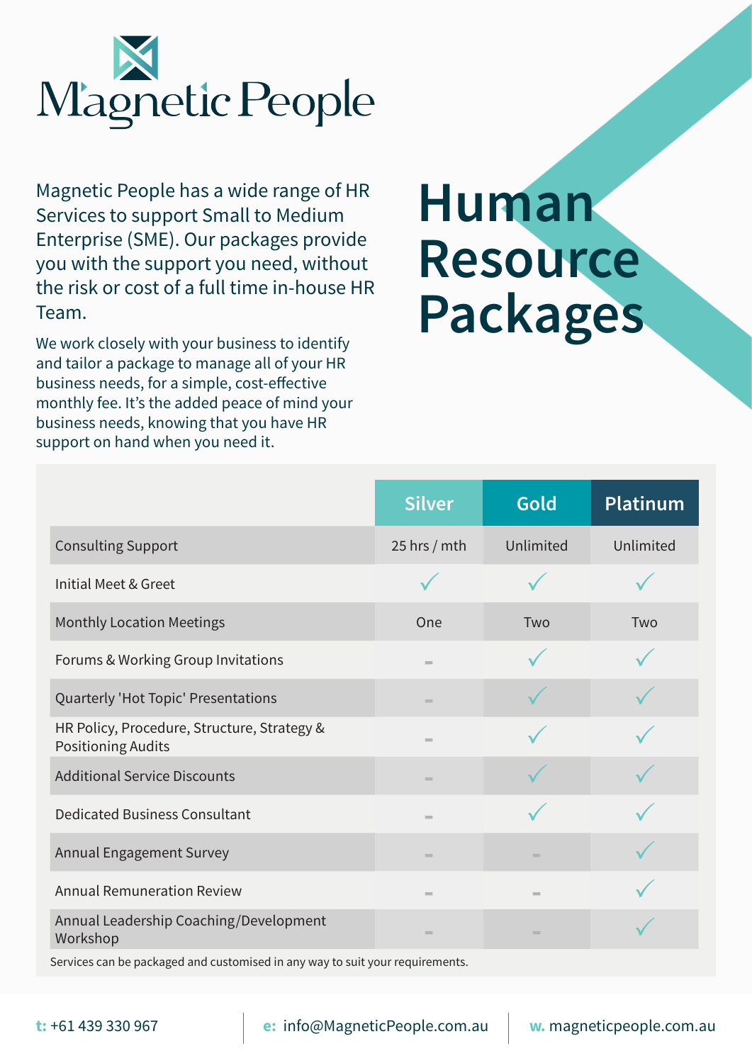# Magnetic People

# Human Resource Packages

Magnetic People has a wide range of HR Services to support Small to Medium Enterprise (SME). Our packages provide you with the support you need, without the risk or cost of a full time in-house HR Team.

We work closely with your business to identify and tailor a package to manage all of your HR business needs, for a simple, cost-effective monthly fee. It's the added peace of mind your business needs, knowing that you have HR support on hand when you need it.

| | Silver | Gold | Platinum |
|---|---|---|---|
| Consulting Support | 25 hrs / mth | Unlimited | Unlimited |
| Initial Meet & Greet | ✓ | ✓ | ✓ |
| Monthly Location Meetings | One | Two | Two |
| Forums & Working Group Invitations | - | ✓ | ✓ |
| Quarterly 'Hot Topic' Presentations | - | ✓ | ✓ |
| HR Policy, Procedure, Structure, Strategy & Positioning Audits | - | ✓ | ✓ |
| Additional Service Discounts | - | ✓ | ✓ |
| Dedicated Business Consultant | - | ✓ | ✓ |
| Annual Engagement Survey | - | - | ✓ |
| Annual Remuneration Review | - | - | ✓ |
| Annual Leadership Coaching/Development Workshop | - | - | ✓ |

Services can be packaged and customised in any way to suit your requirements.

**t:** +61 439 330 967 | **e:** info@MagneticPeople.com.au | **w.** magneticpeople.com.au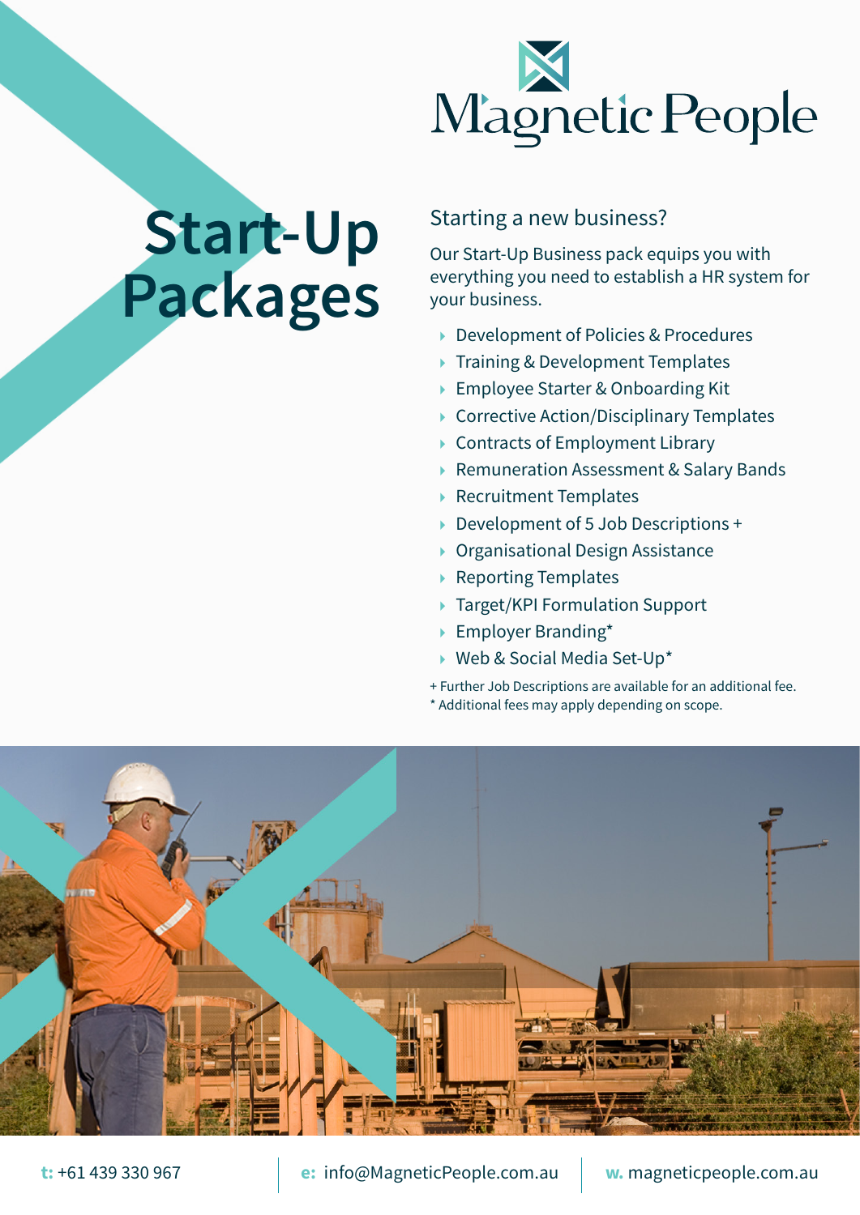Magnetic People

# Start-Up Packages

## Starting a new business?

Our Start-Up Business pack equips you with everything you need to establish a HR system for your business.

- Development of Policies & Procedures
- Training & Development Templates
- Employee Starter & Onboarding Kit
- Corrective Action/Disciplinary Templates
- Contracts of Employment Library
- Remuneration Assessment & Salary Bands
- Recruitment Templates
- Development of 5 Job Descriptions +
- Organisational Design Assistance
- Reporting Templates
- Target/KPI Formulation Support
- Employer Branding*
- Web & Social Media Set-Up*

+ Further Job Descriptions are available for an additional fee.
* Additional fees may apply depending on scope.

**t:** +61 439 330 967 | **e:** info@MagneticPeople.com.au | **w.** magneticpeople.com.au